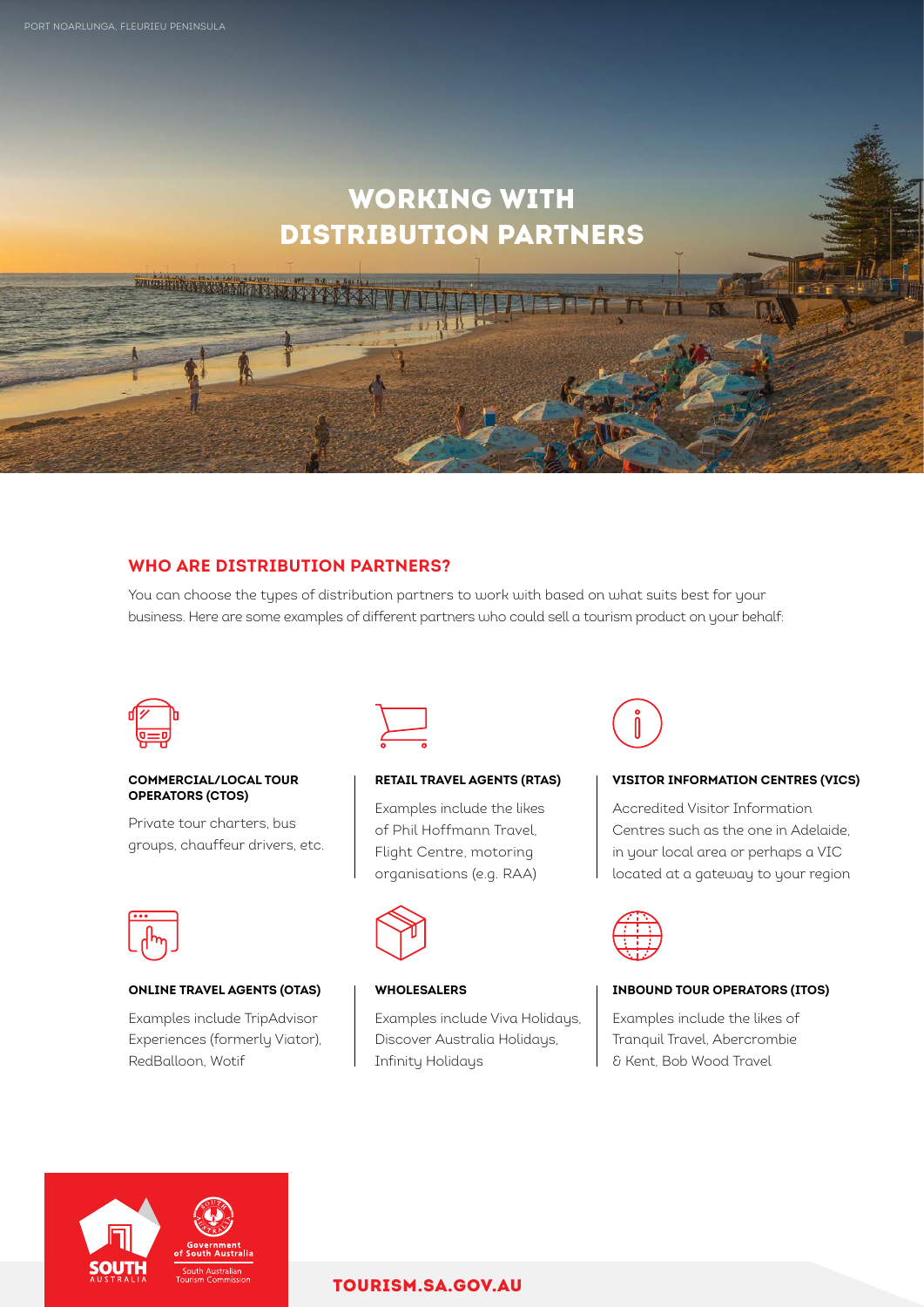PORT NOARLUNGA, FLEURIEU PENINSULA

# WORKING WITH DISTRIBUTION PARTNERS

## WHO ARE DISTRIBUTION PARTNERS?

You can choose the types of distribution partners to work with based on what suits best for your business. Here are some examples of different partners who could sell a tourism product on your behalf:

**COMMERCIAL/LOCAL TOUR OPERATORS (CTOS)**

Private tour charters, bus groups, chauffeur drivers, etc.

**RETAIL TRAVEL AGENTS (RTAS)**

Examples include the likes of Phil Hoffmann Travel, Flight Centre, motoring organisations (e.g. RAA)

**VISITOR INFORMATION CENTRES (VICS)**

Accredited Visitor Information Centres such as the one in Adelaide, in your local area or perhaps a VIC located at a gateway to your region

**ONLINE TRAVEL AGENTS (OTAS)**

Examples include TripAdvisor Experiences (formerly Viator), RedBalloon, Wotif

**WHOLESALERS**

Examples include Viva Holidays, Discover Australia Holidays, Infinity Holidays

**INBOUND TOUR OPERATORS (ITOS)**

Examples include the likes of Tranquil Travel, Abercrombie & Kent, Bob Wood Travel

SOUTH AUSTRALIA | Government of South Australia | South Australian Tourism Commission

TOURISM.SA.GOV.AU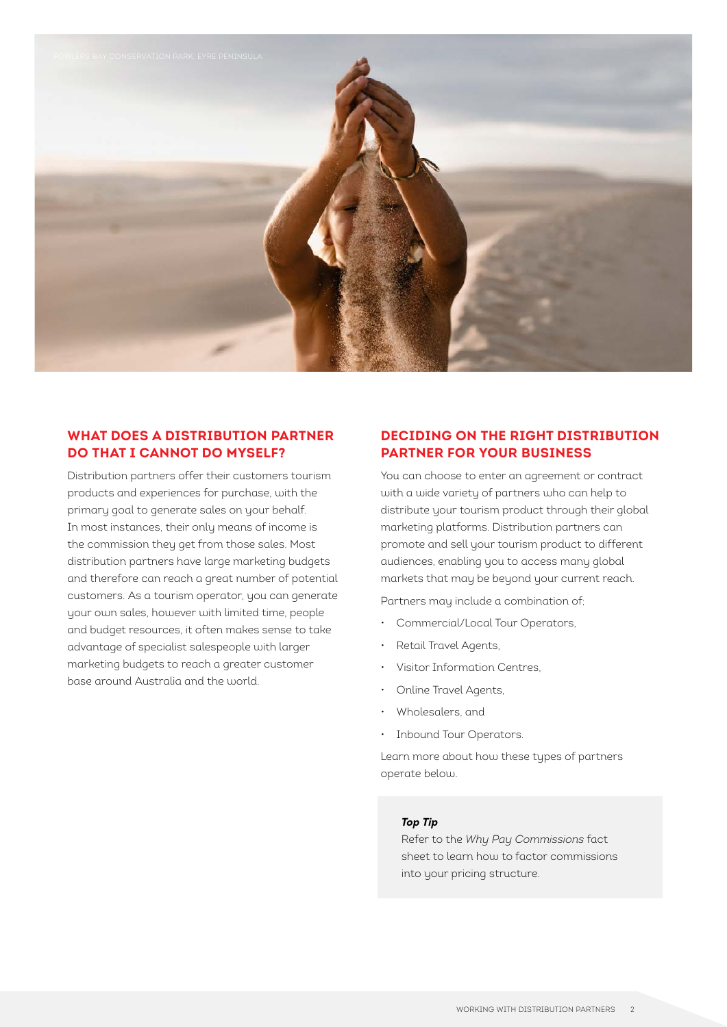FOWLERS BAY CONSERVATION PARK, EYRE PENINSULA

## WHAT DOES A DISTRIBUTION PARTNER DO THAT I CANNOT DO MYSELF?

Distribution partners offer their customers tourism products and experiences for purchase, with the primary goal to generate sales on your behalf. In most instances, their only means of income is the commission they get from those sales. Most distribution partners have large marketing budgets and therefore can reach a great number of potential customers. As a tourism operator, you can generate your own sales, however with limited time, people and budget resources, it often makes sense to take advantage of specialist salespeople with larger marketing budgets to reach a greater customer base around Australia and the world.

## DECIDING ON THE RIGHT DISTRIBUTION PARTNER FOR YOUR BUSINESS

You can choose to enter an agreement or contract with a wide variety of partners who can help to distribute your tourism product through their global marketing platforms. Distribution partners can promote and sell your tourism product to different audiences, enabling you to access many global markets that may be beyond your current reach.

Partners may include a combination of:

- Commercial/Local Tour Operators,
- Retail Travel Agents,
- Visitor Information Centres,
- Online Travel Agents,
- Wholesalers, and
- Inbound Tour Operators.

Learn more about how these types of partners operate below.

> ***Top Tip***
>
> Refer to the *Why Pay Commissions* fact sheet to learn how to factor commissions into your pricing structure.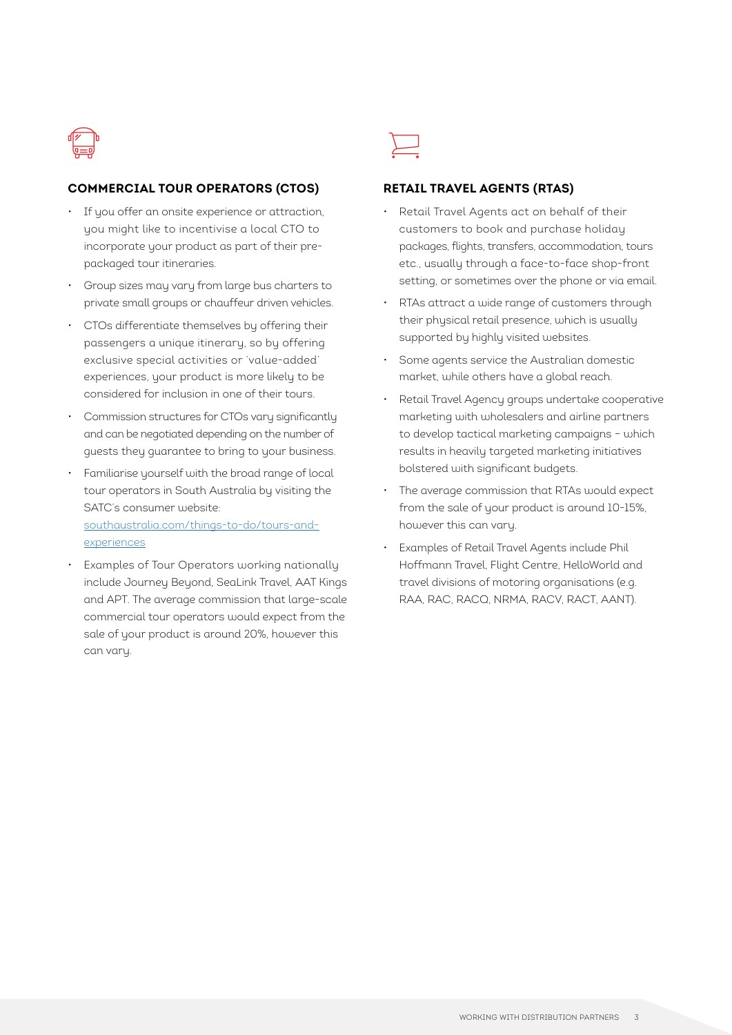## COMMERCIAL TOUR OPERATORS (CTOS)

- If you offer an onsite experience or attraction, you might like to incentivise a local CTO to incorporate your product as part of their pre-packaged tour itineraries.
- Group sizes may vary from large bus charters to private small groups or chauffeur driven vehicles.
- CTOs differentiate themselves by offering their passengers a unique itinerary, so by offering exclusive special activities or 'value-added' experiences, your product is more likely to be considered for inclusion in one of their tours.
- Commission structures for CTOs vary significantly and can be negotiated depending on the number of guests they guarantee to bring to your business.
- Familiarise yourself with the broad range of local tour operators in South Australia by visiting the SATC's consumer website: [southaustralia.com/things-to-do/tours-and-experiences](southaustralia.com/things-to-do/tours-and-experiences)
- Examples of Tour Operators working nationally include Journey Beyond, SeaLink Travel, AAT Kings and APT. The average commission that large-scale commercial tour operators would expect from the sale of your product is around 20%, however this can vary.

## RETAIL TRAVEL AGENTS (RTAS)

- Retail Travel Agents act on behalf of their customers to book and purchase holiday packages, flights, transfers, accommodation, tours etc., usually through a face-to-face shop-front setting, or sometimes over the phone or via email.
- RTAs attract a wide range of customers through their physical retail presence, which is usually supported by highly visited websites.
- Some agents service the Australian domestic market, while others have a global reach.
- Retail Travel Agency groups undertake cooperative marketing with wholesalers and airline partners to develop tactical marketing campaigns – which results in heavily targeted marketing initiatives bolstered with significant budgets.
- The average commission that RTAs would expect from the sale of your product is around 10-15%, however this can vary.
- Examples of Retail Travel Agents include Phil Hoffmann Travel, Flight Centre, HelloWorld and travel divisions of motoring organisations (e.g. RAA, RAC, RACQ, NRMA, RACV, RACT, AANT).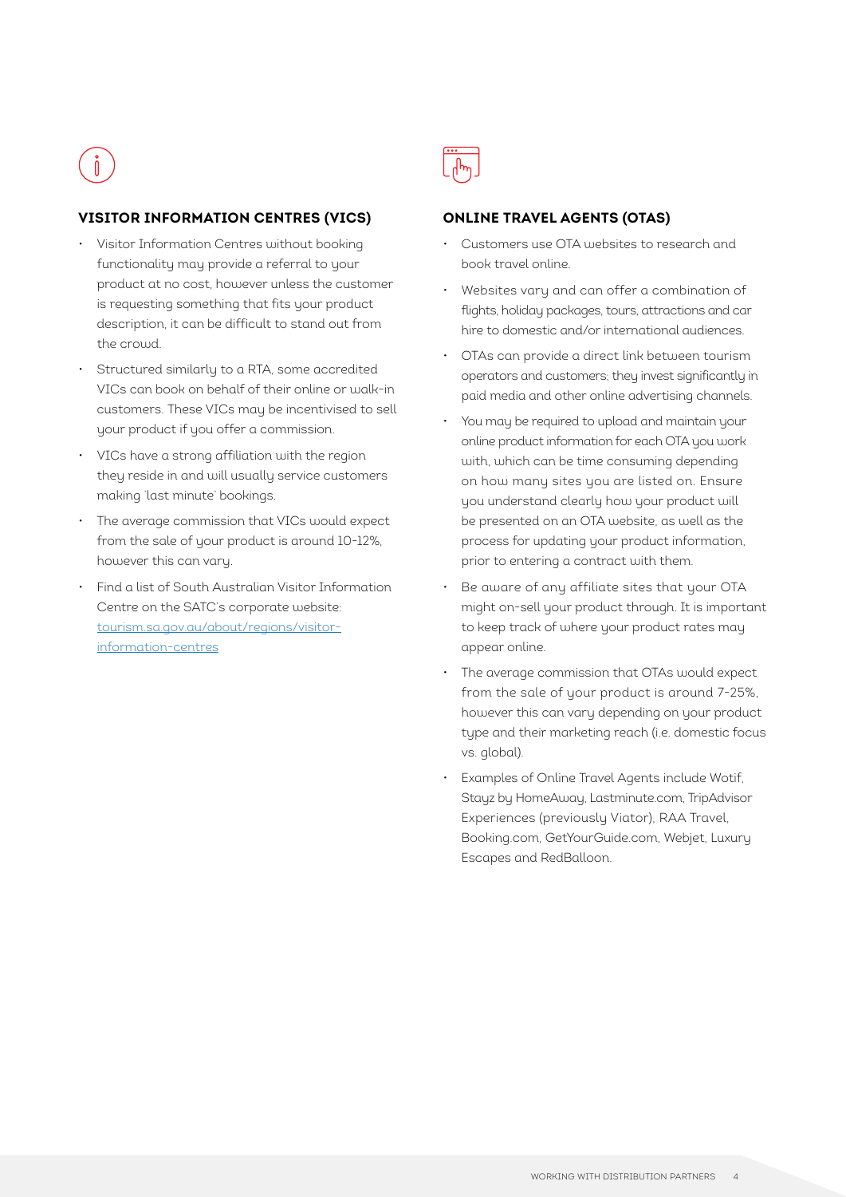## VISITOR INFORMATION CENTRES (VICS)

- Visitor Information Centres without booking functionality may provide a referral to your product at no cost, however unless the customer is requesting something that fits your product description, it can be difficult to stand out from the crowd.
- Structured similarly to a RTA, some accredited VICs can book on behalf of their online or walk-in customers. These VICs may be incentivised to sell your product if you offer a commission.
- VICs have a strong affiliation with the region they reside in and will usually service customers making 'last minute' bookings.
- The average commission that VICs would expect from the sale of your product is around 10-12%, however this can vary.
- Find a list of South Australian Visitor Information Centre on the SATC's corporate website: [tourism.sa.gov.au/about/regions/visitor-information-centres](tourism.sa.gov.au/about/regions/visitor-information-centres)

## ONLINE TRAVEL AGENTS (OTAS)

- Customers use OTA websites to research and book travel online.
- Websites vary and can offer a combination of flights, holiday packages, tours, attractions and car hire to domestic and/or international audiences.
- OTAs can provide a direct link between tourism operators and customers; they invest significantly in paid media and other online advertising channels.
- You may be required to upload and maintain your online product information for each OTA you work with, which can be time consuming depending on how many sites you are listed on. Ensure you understand clearly how your product will be presented on an OTA website, as well as the process for updating your product information, prior to entering a contract with them.
- Be aware of any affiliate sites that your OTA might on-sell your product through. It is important to keep track of where your product rates may appear online.
- The average commission that OTAs would expect from the sale of your product is around 7-25%, however this can vary depending on your product type and their marketing reach (i.e. domestic focus vs. global).
- Examples of Online Travel Agents include Wotif, Stayz by HomeAway, Lastminute.com, TripAdvisor Experiences (previously Viator), RAA Travel, Booking.com, GetYourGuide.com, Webjet, Luxury Escapes and RedBalloon.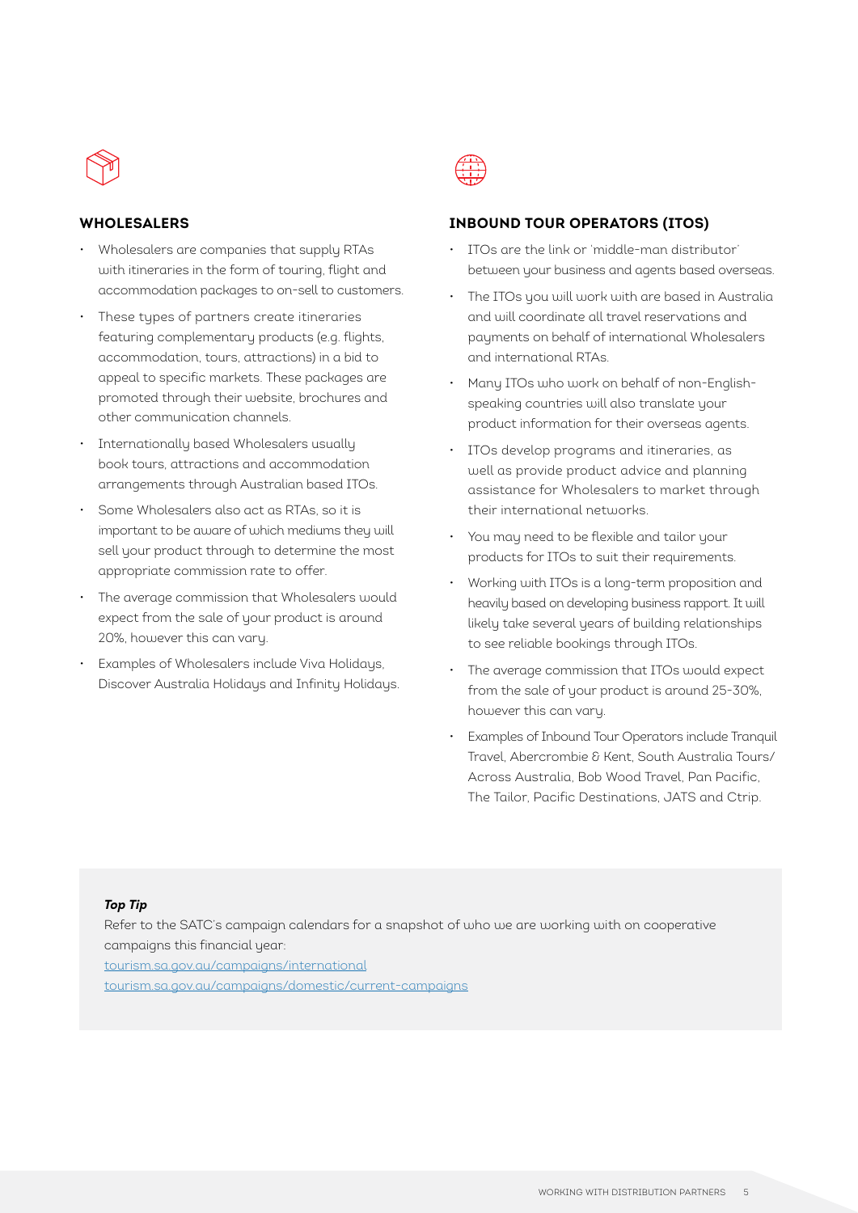## WHOLESALERS

- Wholesalers are companies that supply RTAs with itineraries in the form of touring, flight and accommodation packages to on-sell to customers.
- These types of partners create itineraries featuring complementary products (e.g. flights, accommodation, tours, attractions) in a bid to appeal to specific markets. These packages are promoted through their website, brochures and other communication channels.
- Internationally based Wholesalers usually book tours, attractions and accommodation arrangements through Australian based ITOs.
- Some Wholesalers also act as RTAs, so it is important to be aware of which mediums they will sell your product through to determine the most appropriate commission rate to offer.
- The average commission that Wholesalers would expect from the sale of your product is around 20%, however this can vary.
- Examples of Wholesalers include Viva Holidays, Discover Australia Holidays and Infinity Holidays.

## INBOUND TOUR OPERATORS (ITOS)

- ITOs are the link or 'middle-man distributor' between your business and agents based overseas.
- The ITOs you will work with are based in Australia and will coordinate all travel reservations and payments on behalf of international Wholesalers and international RTAs.
- Many ITOs who work on behalf of non-English-speaking countries will also translate your product information for their overseas agents.
- ITOs develop programs and itineraries, as well as provide product advice and planning assistance for Wholesalers to market through their international networks.
- You may need to be flexible and tailor your products for ITOs to suit their requirements.
- Working with ITOs is a long-term proposition and heavily based on developing business rapport. It will likely take several years of building relationships to see reliable bookings through ITOs.
- The average commission that ITOs would expect from the sale of your product is around 25-30%, however this can vary.
- Examples of Inbound Tour Operators include Tranquil Travel, Abercrombie & Kent, South Australia Tours/ Across Australia, Bob Wood Travel, Pan Pacific, The Tailor, Pacific Destinations, JATS and Ctrip.

***Top Tip***

Refer to the SATC's campaign calendars for a snapshot of who we are working with on cooperative campaigns this financial year:
tourism.sa.gov.au/campaigns/international
tourism.sa.gov.au/campaigns/domestic/current-campaigns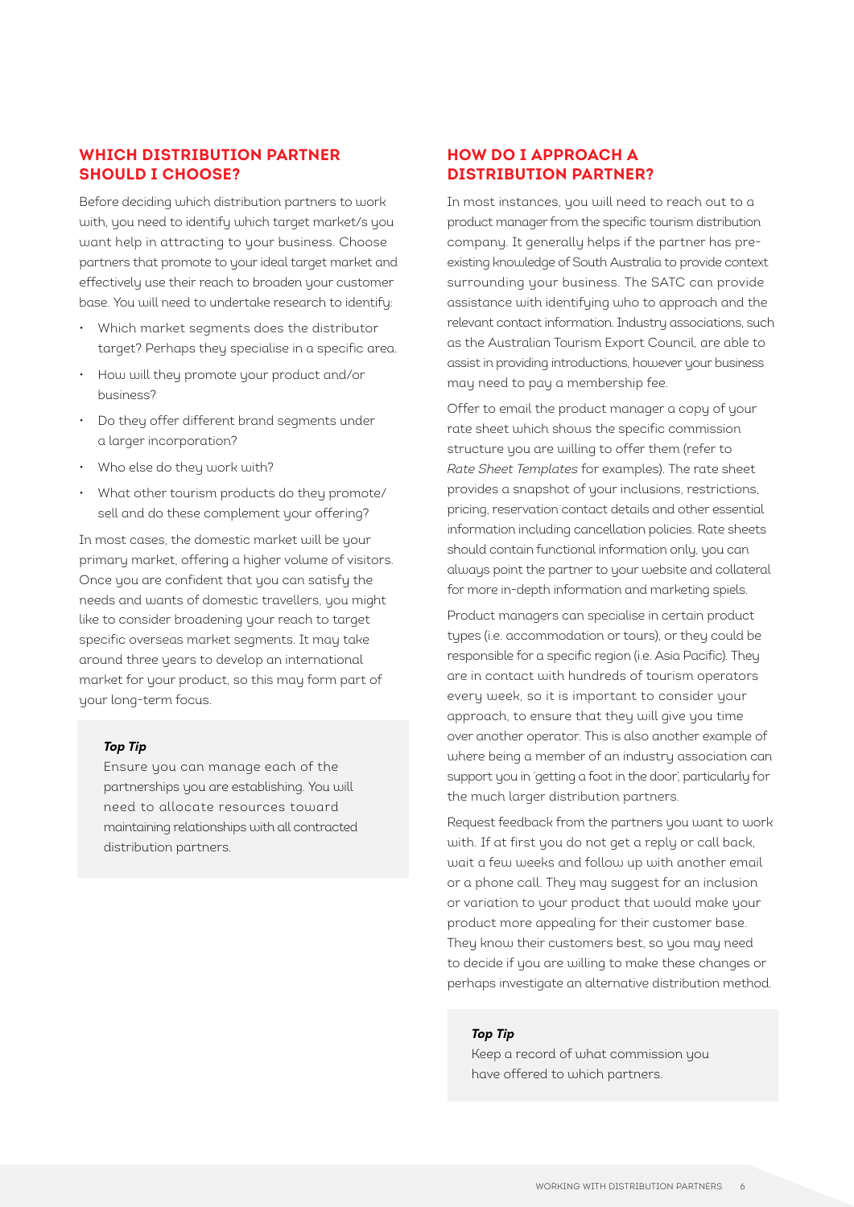## WHICH DISTRIBUTION PARTNER SHOULD I CHOOSE?

Before deciding which distribution partners to work with, you need to identify which target market/s you want help in attracting to your business. Choose partners that promote to your ideal target market and effectively use their reach to broaden your customer base. You will need to undertake research to identify:

- Which market segments does the distributor target? Perhaps they specialise in a specific area.
- How will they promote your product and/or business?
- Do they offer different brand segments under a larger incorporation?
- Who else do they work with?
- What other tourism products do they promote/sell and do these complement your offering?

In most cases, the domestic market will be your primary market, offering a higher volume of visitors. Once you are confident that you can satisfy the needs and wants of domestic travellers, you might like to consider broadening your reach to target specific overseas market segments. It may take around three years to develop an international market for your product, so this may form part of your long-term focus.

> ***Top Tip***
>
> Ensure you can manage each of the partnerships you are establishing. You will need to allocate resources toward maintaining relationships with all contracted distribution partners.

## HOW DO I APPROACH A DISTRIBUTION PARTNER?

In most instances, you will need to reach out to a product manager from the specific tourism distribution company. It generally helps if the partner has pre-existing knowledge of South Australia to provide context surrounding your business. The SATC can provide assistance with identifying who to approach and the relevant contact information. Industry associations, such as the Australian Tourism Export Council, are able to assist in providing introductions, however your business may need to pay a membership fee.

Offer to email the product manager a copy of your rate sheet which shows the specific commission structure you are willing to offer them (refer to *Rate Sheet Templates* for examples). The rate sheet provides a snapshot of your inclusions, restrictions, pricing, reservation contact details and other essential information including cancellation policies. Rate sheets should contain functional information only, you can always point the partner to your website and collateral for more in-depth information and marketing spiels.

Product managers can specialise in certain product types (i.e. accommodation or tours), or they could be responsible for a specific region (i.e. Asia Pacific). They are in contact with hundreds of tourism operators every week, so it is important to consider your approach, to ensure that they will give you time over another operator. This is also another example of where being a member of an industry association can support you in 'getting a foot in the door', particularly for the much larger distribution partners.

Request feedback from the partners you want to work with. If at first you do not get a reply or call back, wait a few weeks and follow up with another email or a phone call. They may suggest for an inclusion or variation to your product that would make your product more appealing for their customer base. They know their customers best, so you may need to decide if you are willing to make these changes or perhaps investigate an alternative distribution method.

> ***Top Tip***
>
> Keep a record of what commission you have offered to which partners.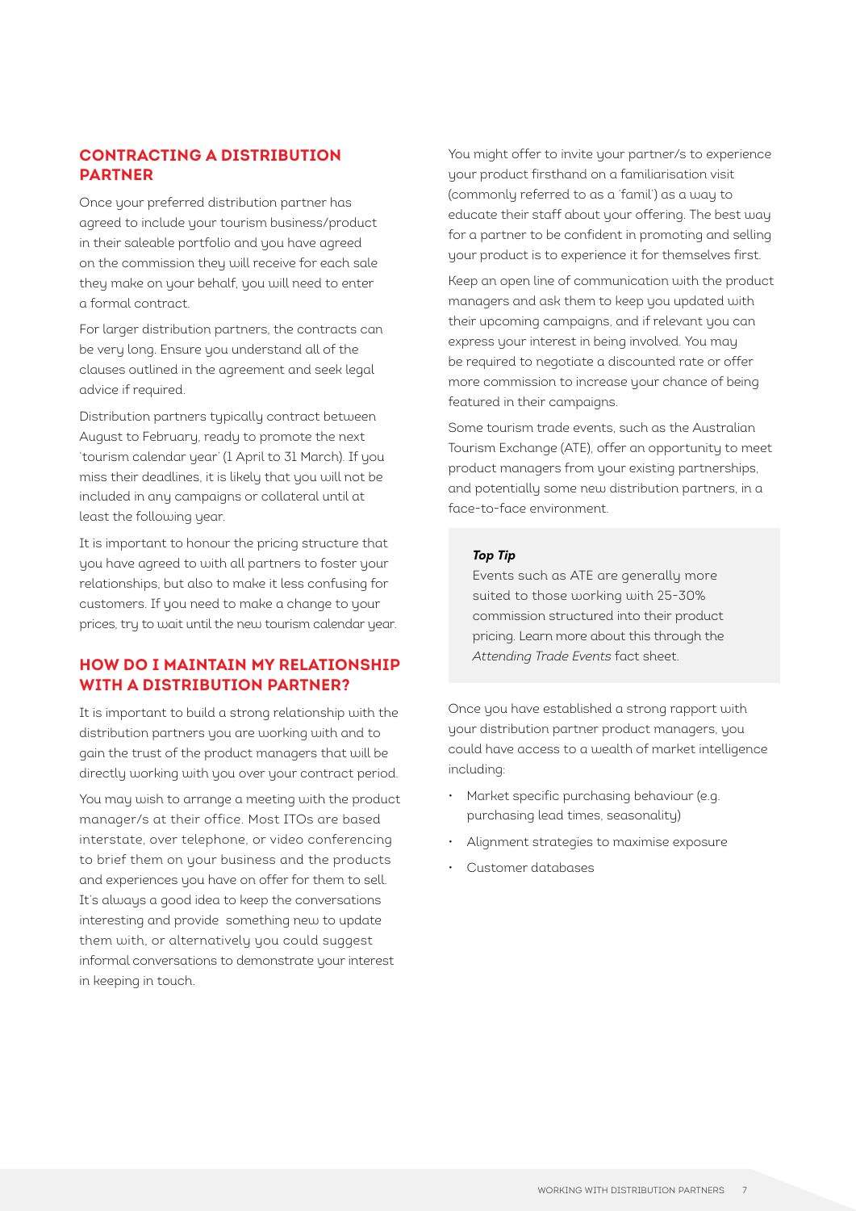## CONTRACTING A DISTRIBUTION PARTNER

Once your preferred distribution partner has agreed to include your tourism business/product in their saleable portfolio and you have agreed on the commission they will receive for each sale they make on your behalf, you will need to enter a formal contract.

For larger distribution partners, the contracts can be very long. Ensure you understand all of the clauses outlined in the agreement and seek legal advice if required.

Distribution partners typically contract between August to February, ready to promote the next 'tourism calendar year' (1 April to 31 March). If you miss their deadlines, it is likely that you will not be included in any campaigns or collateral until at least the following year.

It is important to honour the pricing structure that you have agreed to with all partners to foster your relationships, but also to make it less confusing for customers. If you need to make a change to your prices, try to wait until the new tourism calendar year.

## HOW DO I MAINTAIN MY RELATIONSHIP WITH A DISTRIBUTION PARTNER?

It is important to build a strong relationship with the distribution partners you are working with and to gain the trust of the product managers that will be directly working with you over your contract period.

You may wish to arrange a meeting with the product manager/s at their office. Most ITOs are based interstate, over telephone, or video conferencing to brief them on your business and the products and experiences you have on offer for them to sell. It's always a good idea to keep the conversations interesting and provide something new to update them with, or alternatively you could suggest informal conversations to demonstrate your interest in keeping in touch.

You might offer to invite your partner/s to experience your product firsthand on a familiarisation visit (commonly referred to as a 'famil') as a way to educate their staff about your offering. The best way for a partner to be confident in promoting and selling your product is to experience it for themselves first.

Keep an open line of communication with the product managers and ask them to keep you updated with their upcoming campaigns, and if relevant you can express your interest in being involved. You may be required to negotiate a discounted rate or offer more commission to increase your chance of being featured in their campaigns.

Some tourism trade events, such as the Australian Tourism Exchange (ATE), offer an opportunity to meet product managers from your existing partnerships, and potentially some new distribution partners, in a face-to-face environment.

> ***Top Tip***
>
> Events such as ATE are generally more suited to those working with 25-30% commission structured into their product pricing. Learn more about this through the *Attending Trade Events* fact sheet.

Once you have established a strong rapport with your distribution partner product managers, you could have access to a wealth of market intelligence including:

- Market specific purchasing behaviour (e.g. purchasing lead times, seasonality)
- Alignment strategies to maximise exposure
- Customer databases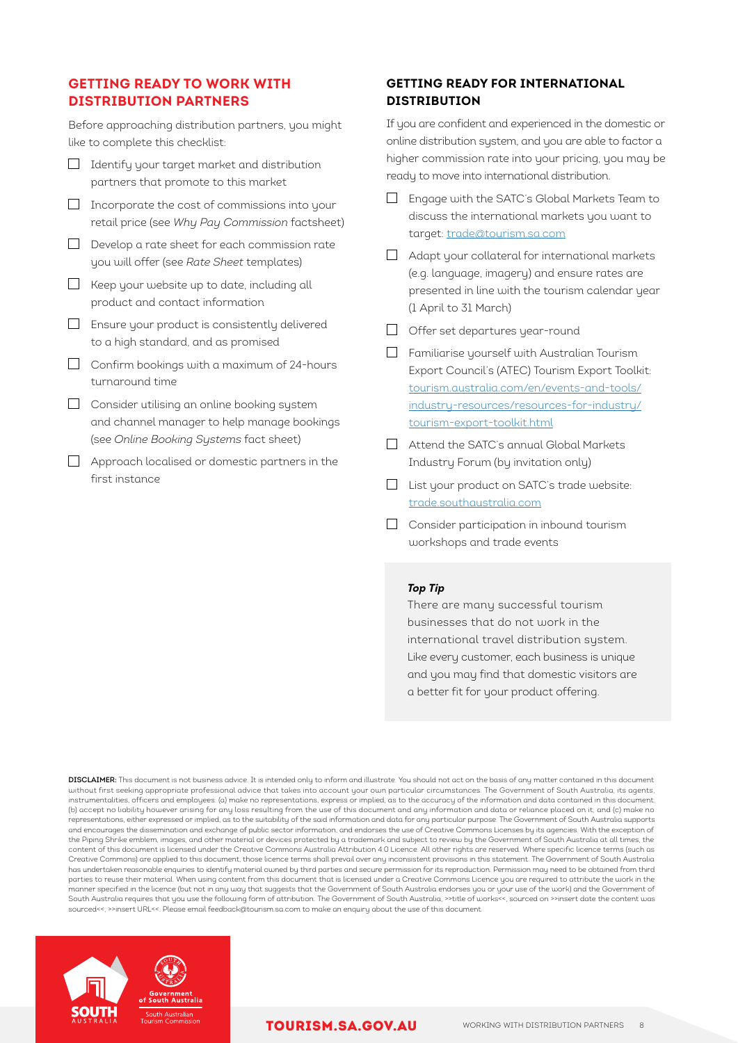## GETTING READY TO WORK WITH DISTRIBUTION PARTNERS

Before approaching distribution partners, you might like to complete this checklist:

- ☐ Identify your target market and distribution partners that promote to this market
- ☐ Incorporate the cost of commissions into your retail price (see *Why Pay Commission* factsheet)
- ☐ Develop a rate sheet for each commission rate you will offer (see *Rate Sheet* templates)
- ☐ Keep your website up to date, including all product and contact information
- ☐ Ensure your product is consistently delivered to a high standard, and as promised
- ☐ Confirm bookings with a maximum of 24-hours turnaround time
- ☐ Consider utilising an online booking system and channel manager to help manage bookings (see *Online Booking Systems* fact sheet)
- ☐ Approach localised or domestic partners in the first instance

## GETTING READY FOR INTERNATIONAL DISTRIBUTION

If you are confident and experienced in the domestic or online distribution system, and you are able to factor a higher commission rate into your pricing, you may be ready to move into international distribution.

- ☐ Engage with the SATC's Global Markets Team to discuss the international markets you want to target: trade@tourism.sa.com
- ☐ Adapt your collateral for international markets (e.g. language, imagery) and ensure rates are presented in line with the tourism calendar year (1 April to 31 March)
- ☐ Offer set departures year-round
- ☐ Familiarise yourself with Australian Tourism Export Council's (ATEC) Tourism Export Toolkit: tourism.australia.com/en/events-and-tools/industry-resources/resources-for-industry/tourism-export-toolkit.html
- ☐ Attend the SATC's annual Global Markets Industry Forum (by invitation only)
- ☐ List your product on SATC's trade website: trade.southaustralia.com
- ☐ Consider participation in inbound tourism workshops and trade events

***Top Tip***

There are many successful tourism businesses that do not work in the international travel distribution system. Like every customer, each business is unique and you may find that domestic visitors are a better fit for your product offering.

**DISCLAIMER:** This document is not business advice. It is intended only to inform and illustrate. You should not act on the basis of any matter contained in this document without first seeking appropriate professional advice that takes into account your own particular circumstances. The Government of South Australia, its agents, instrumentalities, officers and employees: (a) make no representations, express or implied, as to the accuracy of the information and data contained in this document; (b) accept no liability however arising for any loss resulting from the use of this document and any information and data or reliance placed on it; and (c) make no representations, either expressed or implied, as to the suitability of the said information and data for any particular purpose. The Government of South Australia supports and encourages the dissemination and exchange of public sector information, and endorses the use of Creative Commons Licenses by its agencies. With the exception of the Piping Shrike emblem, images, and other material or devices protected by a trademark and subject to review by the Government of South Australia at all times, the content of this document is licensed under the Creative Commons Australia Attribution 4.0 Licence. All other rights are reserved. Where specific licence terms (such as Creative Commons) are applied to this document, those licence terms shall prevail over any inconsistent provisions in this statement. The Government of South Australia has undertaken reasonable enquiries to identify material owned by third parties and secure permission for its reproduction. Permission may need to be obtained from third parties to reuse their material. When using content from this document that is licensed under a Creative Commons Licence you are required to attribute the work in the manner specified in the licence (but not in any way that suggests that the Government of South Australia endorses you or your use of the work) and the Government of South Australia requires that you use the following form of attribution. The Government of South Australia, >>title of works<<, sourced on >>insert date the content was sourced<<, >>insert URL<<. Please email feedback@tourism.sa.com to make an enquiry about the use of this document.

SOUTH AUSTRALIA

Government of South Australia
South Australian Tourism Commission

**TOURISM.SA.GOV.AU**